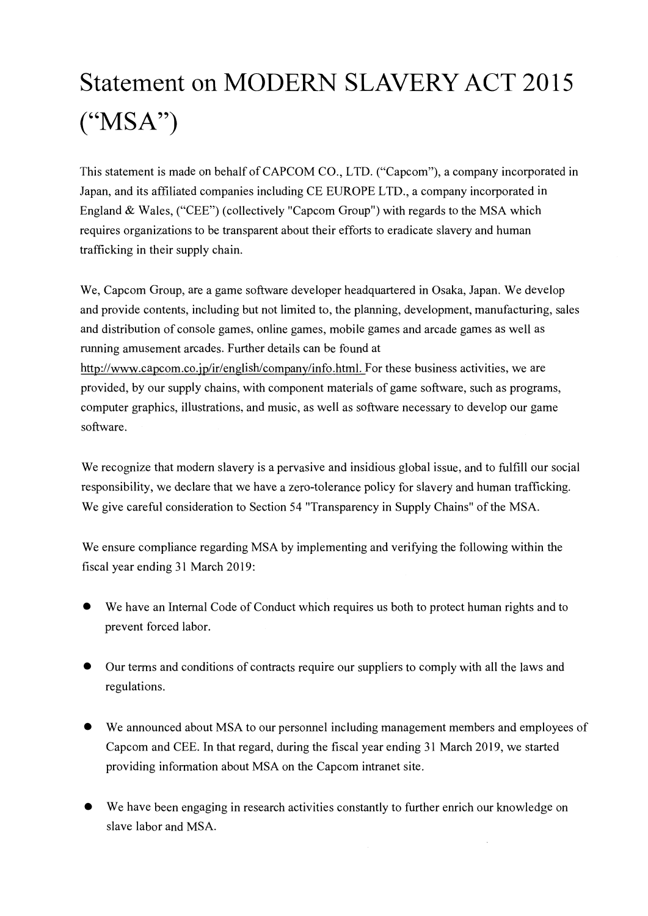# Statement on MODERN SLAVERY ACT 2015 ("MSA")

This statement is made on behalf of CAPCOM CO., LTD. ("Capcom"), a company incorporated in Japan, and its affiliated companies including CE EUROPE LTD., a company incorporated in England & Wales, ("CEE") (collectively "Capcom Group") with regards to the MSA which requires organizations to be transparent about their efforts to eradicate slavery and human trafficking in their supply chain.

We, Capcom Group, are a game software developer headquartered in Osaka, Japan. We develop and provide contents, including but not limited to, the planning, development, manufacturing, sales and distribution of console games, online games, mobile games and arcade games as well as running amusement arcades. Further details can be found at http://www.capcom.co.jp/ir/english/company/info.html. For these business activities, we are provided, by our supply chains, with component materials of game software, such as programs, computer graphics, illustrations, and music, as well as software necessary to develop our game software.

We recognize that modern slavery is a pervasive and insidious global issue, and to fulfill our social responsibility, we declare that we have a zero-tolerance policy for slavery and human trafficking. We give careful consideration to Section 54 "Transparency in Supply Chains" of the MSA.

We ensure compliance regarding MSA by implementing and verifying the following within the fiscal year ending 31 March 2019:

- We have an Internal Code of Conduct which requires us both to protect human rights and to prevent forced labor.
- Our terms and conditions of contracts require our suppliers to comply with all the laws and regulations.
- We announced about MSA to our personnel including management members and employees of Capcom and CEE. In that regard, during the fiscal year ending 31 March 2019, we started providing information about MSA on the Capcom intranet site.
- We have been engaging in research activities constantly to further enrich our knowledge on slave labor and MSA.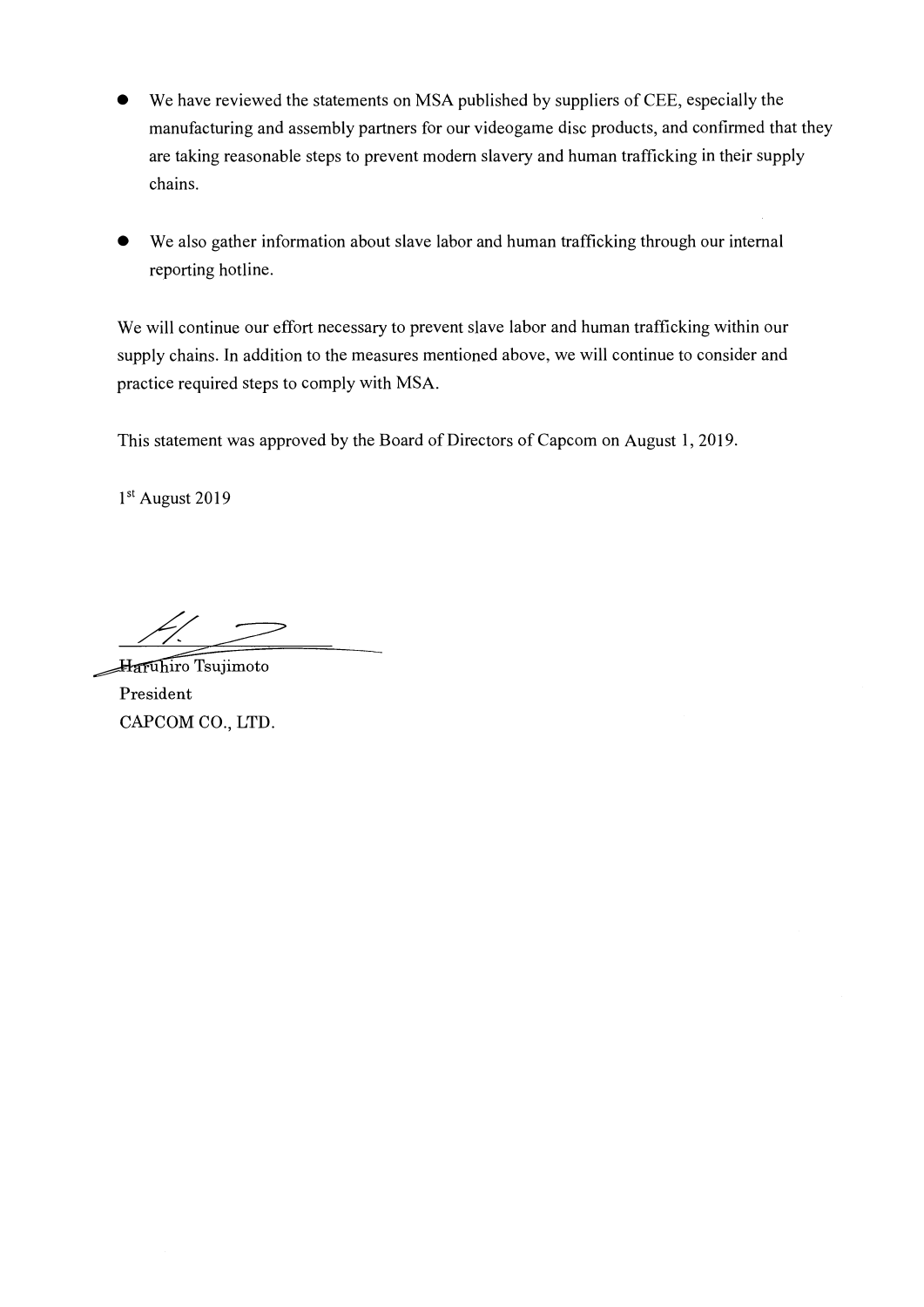- We have reviewed the statements on MSA published by suppliers of CEE, especially the manufacturing and assembly partners for our videogame disc products, and confirmed that they are taking reasonable steps to prevent modern slavery and human trafficking in their supply chains.

- We also gather information about slave labor and human trafficking through our internal reporting hotline.

We will continue our effort necessary to prevent slave labor and human trafficking within our supply chains. In addition to the measures mentioned above, we will continue to consider and practice required steps to comply with MSA.

This statement was approved by the Board of Directors of Capcom on August 1, 2019.

1st August 2019

Haruhiro Tsujimoto
President
CAPCOM CO., LTD.